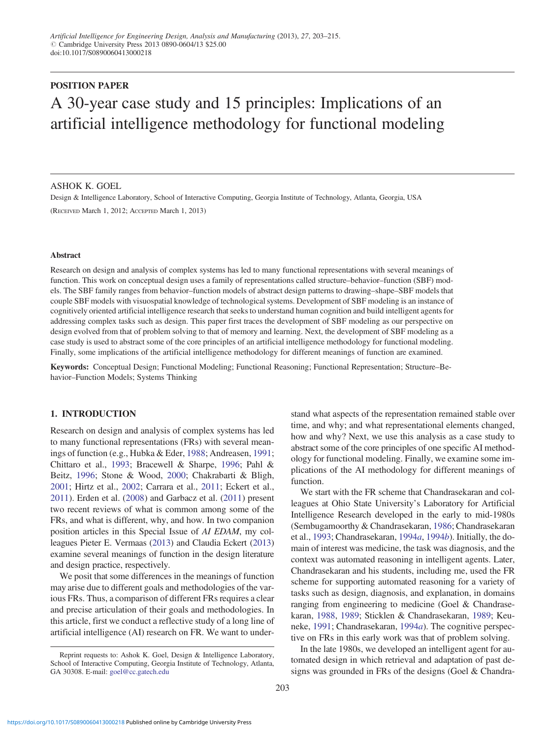**POSITION PAPER**

# A 30-year case study and 15 principles: Implications of an artificial intelligence methodology for functional modeling

ASHOK K. GOEL

Design & Intelligence Laboratory, School of Interactive Computing, Georgia Institute of Technology, Atlanta, Georgia, USA

(Received March 1, 2012; Accepted March 1, 2013)

### Abstract

Research on design and analysis of complex systems has led to many functional representations with several meanings of function. This work on conceptual design uses a family of representations called structure–behavior–function (SBF) models. The SBF family ranges from behavior–function models of abstract design patterns to drawing–shape–SBF models that couple SBF models with visuospatial knowledge of technological systems. Development of SBF modeling is an instance of cognitively oriented artificial intelligence research that seeks to understand human cognition and build intelligent agents for addressing complex tasks such as design. This paper first traces the development of SBF modeling as our perspective on design evolved from that of problem solving to that of memory and learning. Next, the development of SBF modeling as a case study is used to abstract some of the core principles of an artificial intelligence methodology for functional modeling. Finally, some implications of the artificial intelligence methodology for different meanings of function are examined.

**Keywords:** Conceptual Design; Functional Modeling; Functional Reasoning; Functional Representation; Structure–Behavior–Function Models; Systems Thinking

## 1. INTRODUCTION

Research on design and analysis of complex systems has led to many functional representations (FRs) with several meanings of function (e.g., Hubka & Eder, 1988; Andreasen, 1991; Chittaro et al., 1993; Bracewell & Sharpe, 1996; Pahl & Beitz, 1996; Stone & Wood, 2000; Chakrabarti & Bligh, 2001; Hirtz et al., 2002; Carrara et al., 2011; Eckert et al., 2011). Erden et al. (2008) and Garbacz et al. (2011) present two recent reviews of what is common among some of the FRs, and what is different, why, and how. In two companion position articles in this Special Issue of *AI EDAM*, my colleagues Pieter E. Vermaas (2013) and Claudia Eckert (2013) examine several meanings of function in the design literature and design practice, respectively.

We posit that some differences in the meanings of function may arise due to different goals and methodologies of the various FRs. Thus, a comparison of different FRs requires a clear and precise articulation of their goals and methodologies. In this article, first we conduct a reflective study of a long line of artificial intelligence (AI) research on FR. We want to understand what aspects of the representation remained stable over time, and why; and what representational elements changed, how and why? Next, we use this analysis as a case study to abstract some of the core principles of one specific AI methodology for functional modeling. Finally, we examine some implications of the AI methodology for different meanings of function.

We start with the FR scheme that Chandrasekaran and colleagues at Ohio State University's Laboratory for Artificial Intelligence Research developed in the early to mid-1980s (Sembugamoorthy & Chandrasekaran, 1986; Chandrasekaran et al., 1993; Chandrasekaran, 1994*a*, 1994*b*). Initially, the domain of interest was medicine, the task was diagnosis, and the context was automated reasoning in intelligent agents. Later, Chandrasekaran and his students, including me, used the FR scheme for supporting automated reasoning for a variety of tasks such as design, diagnosis, and explanation, in domains ranging from engineering to medicine (Goel & Chandrasekaran, 1988, 1989; Sticklen & Chandrasekaran, 1989; Keuneke, 1991; Chandrasekaran, 1994*a*). The cognitive perspective on FRs in this early work was that of problem solving.

In the late 1980s, we developed an intelligent agent for automated design in which retrieval and adaptation of past designs was grounded in FRs of the designs (Goel & Chandra-

Reprint requests to: Ashok K. Goel, Design & Intelligence Laboratory, School of Interactive Computing, Georgia Institute of Technology, Atlanta, GA 30308. E-mail: goel@cc.gatech.edu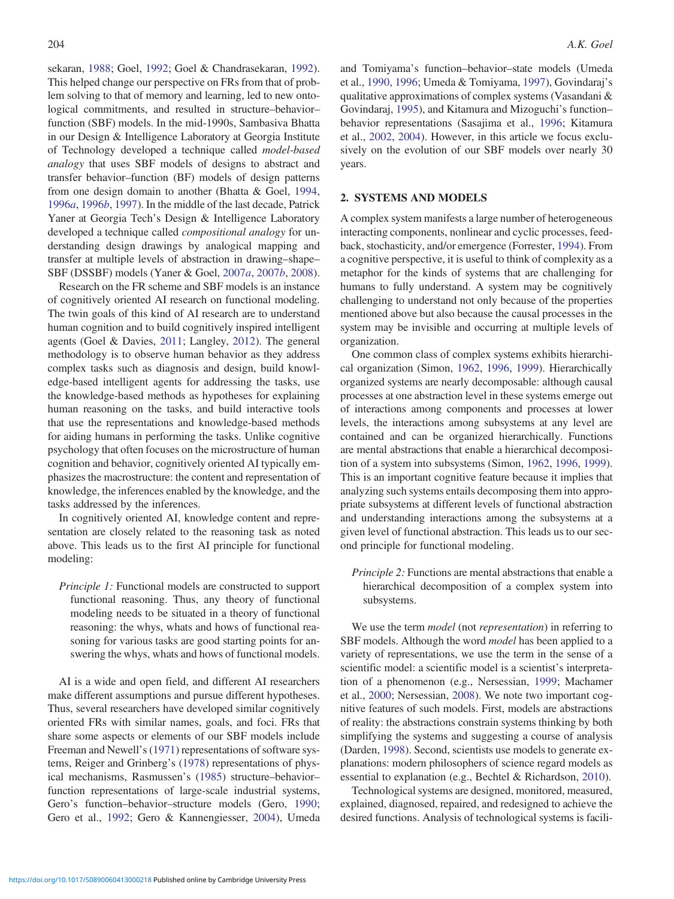sekaran, 1988; Goel, 1992; Goel & Chandrasekaran, 1992). This helped change our perspective on FRs from that of problem solving to that of memory and learning, led to new ontological commitments, and resulted in structure–behavior–function (SBF) models. In the mid-1990s, Sambasiva Bhatta in our Design & Intelligence Laboratory at Georgia Institute of Technology developed a technique called *model-based analogy* that uses SBF models of designs to abstract and transfer behavior–function (BF) models of design patterns from one design domain to another (Bhatta & Goel, 1994, 1996*a*, 1996*b*, 1997). In the middle of the last decade, Patrick Yaner at Georgia Tech's Design & Intelligence Laboratory developed a technique called *compositional analogy* for understanding design drawings by analogical mapping and transfer at multiple levels of abstraction in drawing–shape–SBF (DSSBF) models (Yaner & Goel, 2007*a*, 2007*b*, 2008).

Research on the FR scheme and SBF models is an instance of cognitively oriented AI research on functional modeling. The twin goals of this kind of AI research are to understand human cognition and to build cognitively inspired intelligent agents (Goel & Davies, 2011; Langley, 2012). The general methodology is to observe human behavior as they address complex tasks such as diagnosis and design, build knowledge-based intelligent agents for addressing the tasks, use the knowledge-based methods as hypotheses for explaining human reasoning on the tasks, and build interactive tools that use the representations and knowledge-based methods for aiding humans in performing the tasks. Unlike cognitive psychology that often focuses on the microstructure of human cognition and behavior, cognitively oriented AI typically emphasizes the macrostructure: the content and representation of knowledge, the inferences enabled by the knowledge, and the tasks addressed by the inferences.

In cognitively oriented AI, knowledge content and representation are closely related to the reasoning task as noted above. This leads us to the first AI principle for functional modeling:

> *Principle 1:* Functional models are constructed to support functional reasoning. Thus, any theory of functional modeling needs to be situated in a theory of functional reasoning: the whys, whats and hows of functional reasoning for various tasks are good starting points for answering the whys, whats and hows of functional models.

AI is a wide and open field, and different AI researchers make different assumptions and pursue different hypotheses. Thus, several researchers have developed similar cognitively oriented FRs with similar names, goals, and foci. FRs that share some aspects or elements of our SBF models include Freeman and Newell's (1971) representations of software systems, Reiger and Grinberg's (1978) representations of physical mechanisms, Rasmussen's (1985) structure–behavior–function representations of large-scale industrial systems, Gero's function–behavior–structure models (Gero, 1990; Gero et al., 1992; Gero & Kannengiesser, 2004), Umeda and Tomiyama's function–behavior–state models (Umeda et al., 1990, 1996; Umeda & Tomiyama, 1997), Govindaraj's qualitative approximations of complex systems (Vasandani & Govindaraj, 1995), and Kitamura and Mizoguchi's function–behavior representations (Sasajima et al., 1996; Kitamura et al., 2002, 2004). However, in this article we focus exclusively on the evolution of our SBF models over nearly 30 years.

## 2. SYSTEMS AND MODELS

A complex system manifests a large number of heterogeneous interacting components, nonlinear and cyclic processes, feedback, stochasticity, and/or emergence (Forrester, 1994). From a cognitive perspective, it is useful to think of complexity as a metaphor for the kinds of systems that are challenging for humans to fully understand. A system may be cognitively challenging to understand not only because of the properties mentioned above but also because the causal processes in the system may be invisible and occurring at multiple levels of organization.

One common class of complex systems exhibits hierarchical organization (Simon, 1962, 1996, 1999). Hierarchically organized systems are nearly decomposable: although causal processes at one abstraction level in these systems emerge out of interactions among components and processes at lower levels, the interactions among subsystems at any level are contained and can be organized hierarchically. Functions are mental abstractions that enable a hierarchical decomposition of a system into subsystems (Simon, 1962, 1996, 1999). This is an important cognitive feature because it implies that analyzing such systems entails decomposing them into appropriate subsystems at different levels of functional abstraction and understanding interactions among the subsystems at a given level of functional abstraction. This leads us to our second principle for functional modeling.

> *Principle 2:* Functions are mental abstractions that enable a hierarchical decomposition of a complex system into subsystems.

We use the term *model* (not *representation*) in referring to SBF models. Although the word *model* has been applied to a variety of representations, we use the term in the sense of a scientific model: a scientific model is a scientist's interpretation of a phenomenon (e.g., Nersessian, 1999; Machamer et al., 2000; Nersessian, 2008). We note two important cognitive features of such models. First, models are abstractions of reality: the abstractions constrain systems thinking by both simplifying the systems and suggesting a course of analysis (Darden, 1998). Second, scientists use models to generate explanations: modern philosophers of science regard models as essential to explanation (e.g., Bechtel & Richardson, 2010).

Technological systems are designed, monitored, measured, explained, diagnosed, repaired, and redesigned to achieve the desired functions. Analysis of technological systems is facili-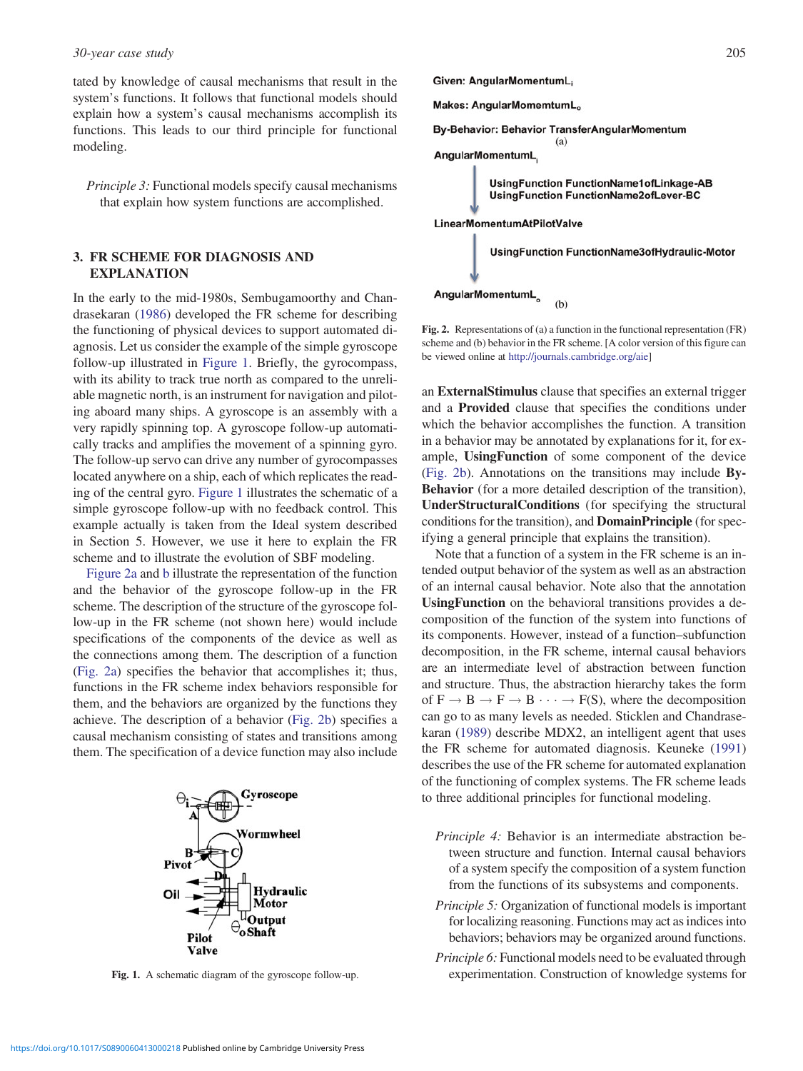tated by knowledge of causal mechanisms that result in the system's functions. It follows that functional models should explain how a system's causal mechanisms accomplish its functions. This leads to our third principle for functional modeling.

> *Principle 3:* Functional models specify causal mechanisms that explain how system functions are accomplished.

## 3. FR SCHEME FOR DIAGNOSIS AND EXPLANATION

In the early to the mid-1980s, Sembugamoorthy and Chandrasekaran (1986) developed the FR scheme for describing the functioning of physical devices to support automated diagnosis. Let us consider the example of the simple gyroscope follow-up illustrated in Figure 1. Briefly, the gyrocompass, with its ability to track true north as compared to the unreliable magnetic north, is an instrument for navigation and piloting aboard many ships. A gyroscope is an assembly with a very rapidly spinning top. A gyroscope follow-up automatically tracks and amplifies the movement of a spinning gyro. The follow-up servo can drive any number of gyrocompasses located anywhere on a ship, each of which replicates the reading of the central gyro. Figure 1 illustrates the schematic of a simple gyroscope follow-up with no feedback control. This example actually is taken from the Ideal system described in Section 5. However, we use it here to explain the FR scheme and to illustrate the evolution of SBF modeling.

Figure 2a and b illustrate the representation of the function and the behavior of the gyroscope follow-up in the FR scheme. The description of the structure of the gyroscope follow-up in the FR scheme (not shown here) would include specifications of the components of the device as well as the connections among them. The description of a function (Fig. 2a) specifies the behavior that accomplishes it; thus, functions in the FR scheme index behaviors responsible for them, and the behaviors are organized by the functions they achieve. The description of a behavior (Fig. 2b) specifies a causal mechanism consisting of states and transitions among them. The specification of a device function may also include

Fig. 1. A schematic diagram of the gyroscope follow-up.

**Given: AngularMomentumL$_i$**

**Makes: AngularMomemtumL$_o$**

**By-Behavior: Behavior TransferAngularMomentum**

(a)

**AngularMomentumL$_i$**

↓ **UsingFunction FunctionName1ofLinkage-AB**
**UsingFunction FunctionName2ofLever-BC**

**LinearMomentumAtPilotValve**

↓ **UsingFunction FunctionName3ofHydraulic-Motor**

**AngularMomentumL$_o$**

(b)

Fig. 2. Representations of (a) a function in the functional representation (FR) scheme and (b) behavior in the FR scheme. [A color version of this figure can be viewed online at http://journals.cambridge.org/aie]

an **ExternalStimulus** clause that specifies an external trigger and a **Provided** clause that specifies the conditions under which the behavior accomplishes the function. A transition in a behavior may be annotated by explanations for it, for example, **UsingFunction** of some component of the device (Fig. 2b). Annotations on the transitions may include **By-Behavior** (for a more detailed description of the transition), **UnderStructuralConditions** (for specifying the structural conditions for the transition), and **DomainPrinciple** (for specifying a general principle that explains the transition).

Note that a function of a system in the FR scheme is an intended output behavior of the system as well as an abstraction of an internal causal behavior. Note also that the annotation **UsingFunction** on the behavioral transitions provides a decomposition of the function of the system into functions of its components. However, instead of a function–subfunction decomposition, in the FR scheme, internal causal behaviors are an intermediate level of abstraction between function and structure. Thus, the abstraction hierarchy takes the form of F → B → F → B · · · → F(S), where the decomposition can go to as many levels as needed. Sticklen and Chandrasekaran (1989) describe MDX2, an intelligent agent that uses the FR scheme for automated diagnosis. Keuneke (1991) describes the use of the FR scheme for automated explanation of the functioning of complex systems. The FR scheme leads to three additional principles for functional modeling.

> *Principle 4:* Behavior is an intermediate abstraction between structure and function. Internal causal behaviors of a system specify the composition of a system function from the functions of its subsystems and components.

> *Principle 5:* Organization of functional models is important for localizing reasoning. Functions may act as indices into behaviors; behaviors may be organized around functions.

> *Principle 6:* Functional models need to be evaluated through experimentation. Construction of knowledge systems for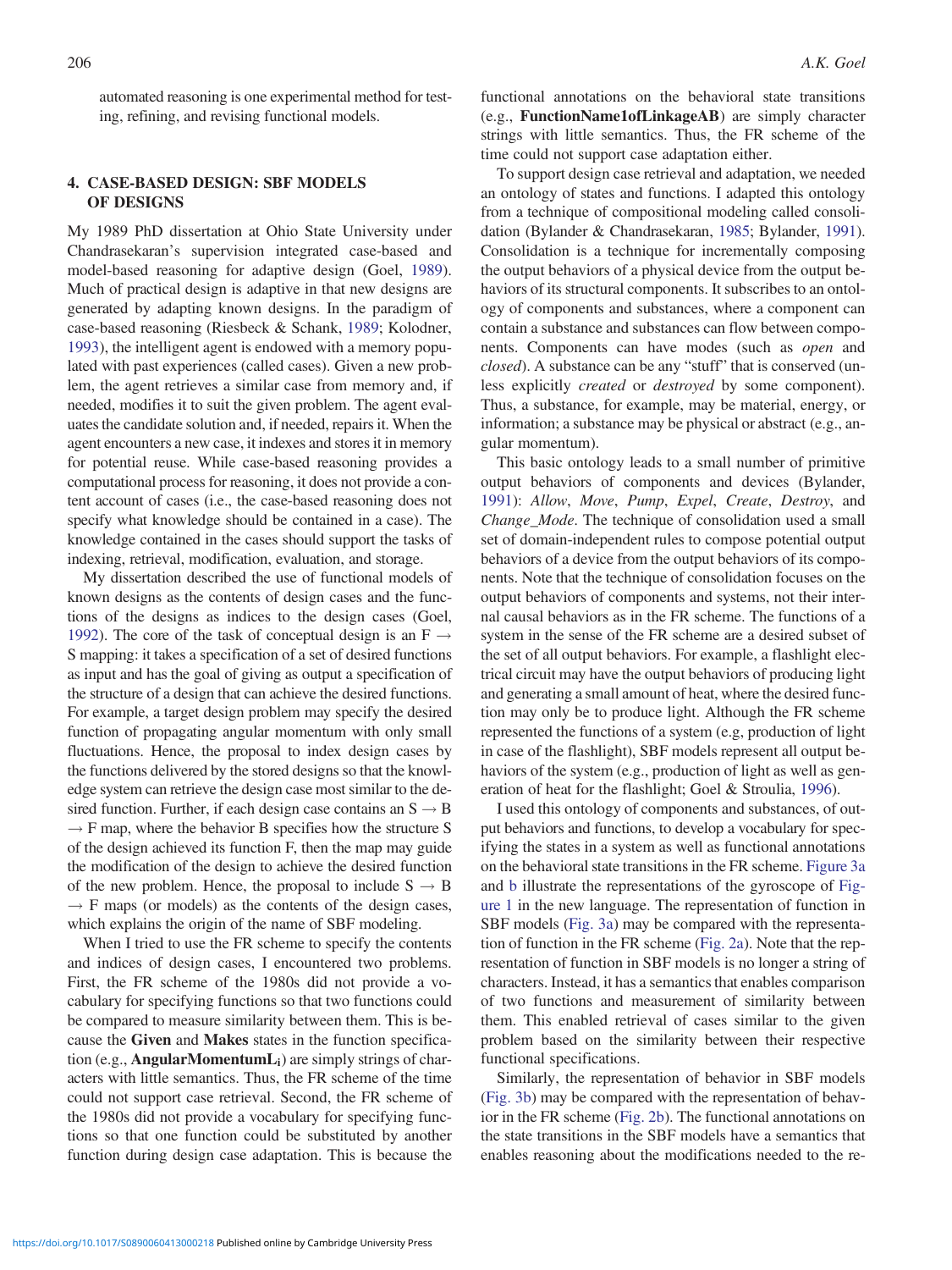automated reasoning is one experimental method for testing, refining, and revising functional models.

## 4. CASE-BASED DESIGN: SBF MODELS OF DESIGNS

My 1989 PhD dissertation at Ohio State University under Chandrasekaran's supervision integrated case-based and model-based reasoning for adaptive design (Goel, 1989). Much of practical design is adaptive in that new designs are generated by adapting known designs. In the paradigm of case-based reasoning (Riesbeck & Schank, 1989; Kolodner, 1993), the intelligent agent is endowed with a memory populated with past experiences (called cases). Given a new problem, the agent retrieves a similar case from memory and, if needed, modifies it to suit the given problem. The agent evaluates the candidate solution and, if needed, repairs it. When the agent encounters a new case, it indexes and stores it in memory for potential reuse. While case-based reasoning provides a computational process for reasoning, it does not provide a content account of cases (i.e., the case-based reasoning does not specify what knowledge should be contained in a case). The knowledge contained in the cases should support the tasks of indexing, retrieval, modification, evaluation, and storage.

My dissertation described the use of functional models of known designs as the contents of design cases and the functions of the designs as indices to the design cases (Goel, 1992). The core of the task of conceptual design is an F → S mapping: it takes a specification of a set of desired functions as input and has the goal of giving as output a specification of the structure of a design that can achieve the desired functions. For example, a target design problem may specify the desired function of propagating angular momentum with only small fluctuations. Hence, the proposal to index design cases by the functions delivered by the stored designs so that the knowledge system can retrieve the design case most similar to the desired function. Further, if each design case contains an S → B → F map, where the behavior B specifies how the structure S of the design achieved its function F, then the map may guide the modification of the design to achieve the desired function of the new problem. Hence, the proposal to include S → B → F maps (or models) as the contents of the design cases, which explains the origin of the name of SBF modeling.

When I tried to use the FR scheme to specify the contents and indices of design cases, I encountered two problems. First, the FR scheme of the 1980s did not provide a vocabulary for specifying functions so that two functions could be compared to measure similarity between them. This is because the **Given** and **Makes** states in the function specification (e.g., **AngularMomentum$\mathbf{L_i}$**) are simply strings of characters with little semantics. Thus, the FR scheme of the time could not support case retrieval. Second, the FR scheme of the 1980s did not provide a vocabulary for specifying functions so that one function could be substituted by another function during design case adaptation. This is because the functional annotations on the behavioral state transitions (e.g., **FunctionName1ofLinkageAB**) are simply character strings with little semantics. Thus, the FR scheme of the time could not support case adaptation either.

To support design case retrieval and adaptation, we needed an ontology of states and functions. I adapted this ontology from a technique of compositional modeling called consolidation (Bylander & Chandrasekaran, 1985; Bylander, 1991). Consolidation is a technique for incrementally composing the output behaviors of a physical device from the output behaviors of its structural components. It subscribes to an ontology of components and substances, where a component can contain a substance and substances can flow between components. Components can have modes (such as *open* and *closed*). A substance can be any "stuff" that is conserved (unless explicitly *created* or *destroyed* by some component). Thus, a substance, for example, may be material, energy, or information; a substance may be physical or abstract (e.g., angular momentum).

This basic ontology leads to a small number of primitive output behaviors of components and devices (Bylander, 1991): *Allow*, *Move*, *Pump*, *Expel*, *Create*, *Destroy*, and *Change_Mode*. The technique of consolidation used a small set of domain-independent rules to compose potential output behaviors of a device from the output behaviors of its components. Note that the technique of consolidation focuses on the output behaviors of components and systems, not their internal causal behaviors as in the FR scheme. The functions of a system in the sense of the FR scheme are a desired subset of the set of all output behaviors. For example, a flashlight electrical circuit may have the output behaviors of producing light and generating a small amount of heat, where the desired function may only be to produce light. Although the FR scheme represented the functions of a system (e.g, production of light in case of the flashlight), SBF models represent all output behaviors of the system (e.g., production of light as well as generation of heat for the flashlight; Goel & Stroulia, 1996).

I used this ontology of components and substances, of output behaviors and functions, to develop a vocabulary for specifying the states in a system as well as functional annotations on the behavioral state transitions in the FR scheme. Figure 3a and b illustrate the representations of the gyroscope of Figure 1 in the new language. The representation of function in SBF models (Fig. 3a) may be compared with the representation of function in the FR scheme (Fig. 2a). Note that the representation of function in SBF models is no longer a string of characters. Instead, it has a semantics that enables comparison of two functions and measurement of similarity between them. This enabled retrieval of cases similar to the given problem based on the similarity between their respective functional specifications.

Similarly, the representation of behavior in SBF models (Fig. 3b) may be compared with the representation of behavior in the FR scheme (Fig. 2b). The functional annotations on the state transitions in the SBF models have a semantics that enables reasoning about the modifications needed to the re-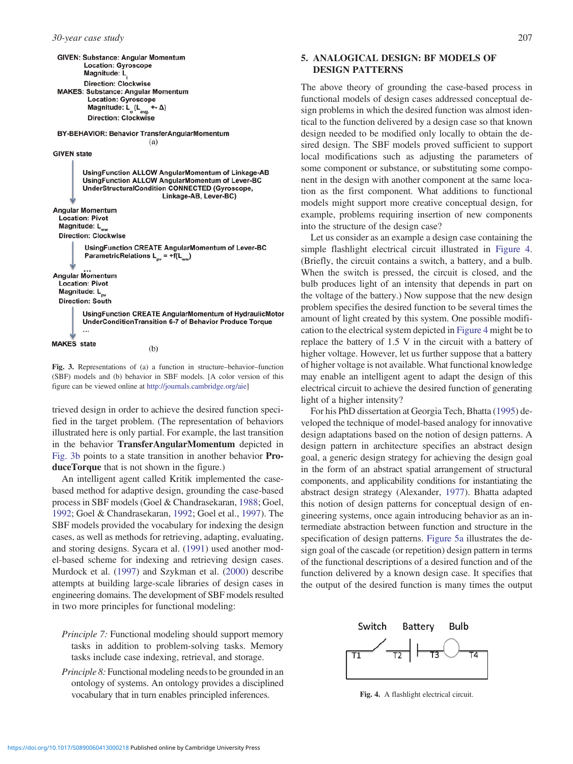GIVEN: Substance: Angular Momentum
Location: Gyroscope
Magnitude: $L_i$
Direction: Clockwise
MAKES: Substance: Angular Momentum
Location: Gyroscope
Magnitude: $L_o$ ($L_{avg.}$ +- Δ)
Direction: Clockwise

BY-BEHAVIOR: Behavior TransferAngularMomentum

(a)

GIVEN state

UsingFunction ALLOW AngularMomentum of Linkage-AB
UsingFunction ALLOW AngularMomentum of Lever-BC
UnderStructuralCondition CONNECTED (Gyroscope, Linkage-AB, Lever-BC)

Angular Momentum
Location: Pivot
Magnitude: $L_{ww}$
Direction: Clockwise

UsingFunction CREATE AngularMomentum of Lever-BC
ParametricRelations $L_{pv}$ = +f($L_{ww}$)

...

Angular Momentum
Location: Pivot
Magnitude: $L_{pv}$
Direction: South

UsingFunction CREATE AngularMomentum of HydraulicMotor
UnderConditionTransition 6-7 of Behavior Produce Torque
...

MAKES state

(b)

**Fig. 3.** Representations of (a) a function in structure–behavior–function (SBF) models and (b) behavior in SBF models. [A color version of this figure can be viewed online at http://journals.cambridge.org/aie]

trieved design in order to achieve the desired function specified in the target problem. (The representation of behaviors illustrated here is only partial. For example, the last transition in the behavior **TransferAngularMomentum** depicted in Fig. 3b points to a state transition in another behavior **ProduceTorque** that is not shown in the figure.)

An intelligent agent called Kritik implemented the case-based method for adaptive design, grounding the case-based process in SBF models (Goel & Chandrasekaran, 1988; Goel, 1992; Goel & Chandrasekaran, 1992; Goel et al., 1997). The SBF models provided the vocabulary for indexing the design cases, as well as methods for retrieving, adapting, evaluating, and storing designs. Sycara et al. (1991) used another model-based scheme for indexing and retrieving design cases. Murdock et al. (1997) and Szykman et al. (2000) describe attempts at building large-scale libraries of design cases in engineering domains. The development of SBF models resulted in two more principles for functional modeling:

*Principle 7:* Functional modeling should support memory tasks in addition to problem-solving tasks. Memory tasks include case indexing, retrieval, and storage.

*Principle 8:* Functional modeling needs to be grounded in an ontology of systems. An ontology provides a disciplined vocabulary that in turn enables principled inferences.

## 5. ANALOGICAL DESIGN: BF MODELS OF DESIGN PATTERNS

The above theory of grounding the case-based process in functional models of design cases addressed conceptual design problems in which the desired function was almost identical to the function delivered by a design case so that known design needed to be modified only locally to obtain the desired design. The SBF models proved sufficient to support local modifications such as adjusting the parameters of some component or substance, or substituting some component in the design with another component at the same location as the first component. What additions to functional models might support more creative conceptual design, for example, problems requiring insertion of new components into the structure of the design case?

Let us consider as an example a design case containing the simple flashlight electrical circuit illustrated in Figure 4. (Briefly, the circuit contains a switch, a battery, and a bulb. When the switch is pressed, the circuit is closed, and the bulb produces light of an intensity that depends in part on the voltage of the battery.) Now suppose that the new design problem specifies the desired function to be several times the amount of light created by this system. One possible modification to the electrical system depicted in Figure 4 might be to replace the battery of 1.5 V in the circuit with a battery of higher voltage. However, let us further suppose that a battery of higher voltage is not available. What functional knowledge may enable an intelligent agent to adapt the design of this electrical circuit to achieve the desired function of generating light of a higher intensity?

For his PhD dissertation at Georgia Tech, Bhatta (1995) developed the technique of model-based analogy for innovative design adaptations based on the notion of design patterns. A design pattern in architecture specifies an abstract design goal, a generic design strategy for achieving the design goal in the form of an abstract spatial arrangement of structural components, and applicability conditions for instantiating the abstract design strategy (Alexander, 1977). Bhatta adapted this notion of design patterns for conceptual design of engineering systems, once again introducing behavior as an intermediate abstraction between function and structure in the specification of design patterns. Figure 5a illustrates the design goal of the cascade (or repetition) design pattern in terms of the functional descriptions of a desired function and of the function delivered by a known design case. It specifies that the output of the desired function is many times the output

Switch Battery Bulb
T1 T2 T3 T4

**Fig. 4.** A flashlight electrical circuit.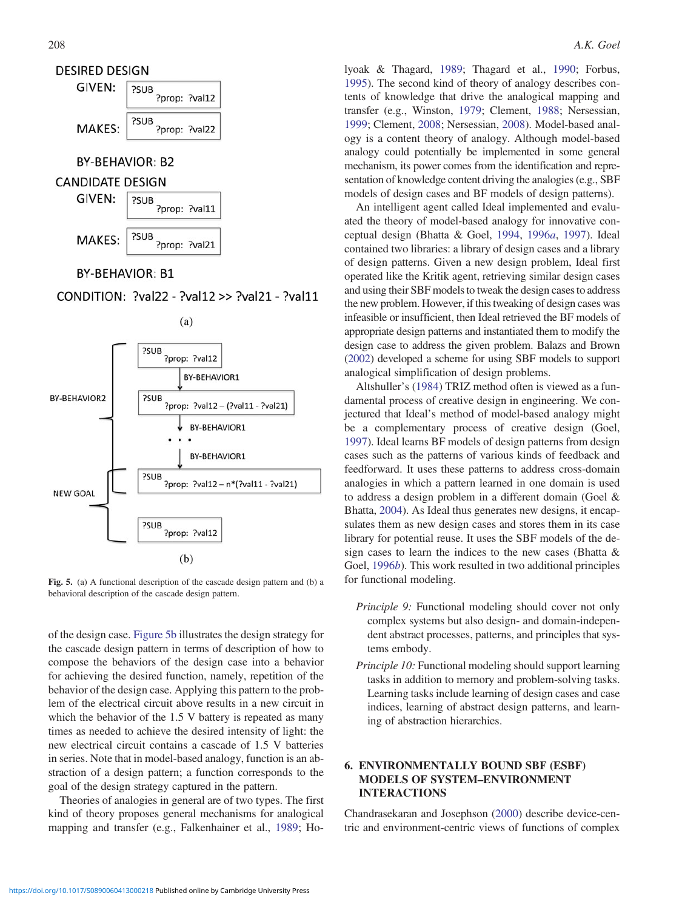DESIRED DESIGN

GIVEN: ?SUB ?prop: ?val12

MAKES: ?SUB ?prop: ?val22

BY-BEHAVIOR: B2

CANDIDATE DESIGN

GIVEN: ?SUB ?prop: ?val11

MAKES: ?SUB ?prop: ?val21

BY-BEHAVIOR: B1

CONDITION: ?val22 - ?val12 >> ?val21 - ?val11

(a)

BY-BEHAVIOR2

?SUB ?prop: ?val12

BY-BEHAVIOR1

?SUB ?prop: ?val12 – (?val11 - ?val21)

BY-BEHAVIOR1

. . .

BY-BEHAVIOR1

NEW GOAL

?SUB ?prop: ?val12 – n*(?val11 - ?val21)

?SUB ?prop: ?val12

(b)

**Fig. 5.** (a) A functional description of the cascade design pattern and (b) a behavioral description of the cascade design pattern.

of the design case. Figure 5b illustrates the design strategy for the cascade design pattern in terms of description of how to compose the behaviors of the design case into a behavior for achieving the desired function, namely, repetition of the behavior of the design case. Applying this pattern to the problem of the electrical circuit above results in a new circuit in which the behavior of the 1.5 V battery is repeated as many times as needed to achieve the desired intensity of light: the new electrical circuit contains a cascade of 1.5 V batteries in series. Note that in model-based analogy, function is an abstraction of a design pattern; a function corresponds to the goal of the design strategy captured in the pattern.

Theories of analogies in general are of two types. The first kind of theory proposes general mechanisms for analogical mapping and transfer (e.g., Falkenhainer et al., 1989; Holyoak & Thagard, 1989; Thagard et al., 1990; Forbus, 1995). The second kind of theory of analogy describes contents of knowledge that drive the analogical mapping and transfer (e.g., Winston, 1979; Clement, 1988; Nersessian, 1999; Clement, 2008; Nersessian, 2008). Model-based analogy is a content theory of analogy. Although model-based analogy could potentially be implemented in some general mechanism, its power comes from the identification and representation of knowledge content driving the analogies (e.g., SBF models of design cases and BF models of design patterns).

An intelligent agent called Ideal implemented and evaluated the theory of model-based analogy for innovative conceptual design (Bhatta & Goel, 1994, 1996*a*, 1997). Ideal contained two libraries: a library of design cases and a library of design patterns. Given a new design problem, Ideal first operated like the Kritik agent, retrieving similar design cases and using their SBF models to tweak the design cases to address the new problem. However, if this tweaking of design cases was infeasible or insufficient, then Ideal retrieved the BF models of appropriate design patterns and instantiated them to modify the design case to address the given problem. Balazs and Brown (2002) developed a scheme for using SBF models to support analogical simplification of design problems.

Altshuller's (1984) TRIZ method often is viewed as a fundamental process of creative design in engineering. We conjectured that Ideal's method of model-based analogy might be a complementary process of creative design (Goel, 1997). Ideal learns BF models of design patterns from design cases such as the patterns of various kinds of feedback and feedforward. It uses these patterns to address cross-domain analogies in which a pattern learned in one domain is used to address a design problem in a different domain (Goel & Bhatta, 2004). As Ideal thus generates new designs, it encapsulates them as new design cases and stores them in its case library for potential reuse. It uses the SBF models of the design cases to learn the indices to the new cases (Bhatta & Goel, 1996*b*). This work resulted in two additional principles for functional modeling.

*Principle 9:* Functional modeling should cover not only complex systems but also design- and domain-independent abstract processes, patterns, and principles that systems embody.

*Principle 10:* Functional modeling should support learning tasks in addition to memory and problem-solving tasks. Learning tasks include learning of design cases and case indices, learning of abstract design patterns, and learning of abstraction hierarchies.

## 6. ENVIRONMENTALLY BOUND SBF (ESBF) MODELS OF SYSTEM–ENVIRONMENT INTERACTIONS

Chandrasekaran and Josephson (2000) describe device-centric and environment-centric views of functions of complex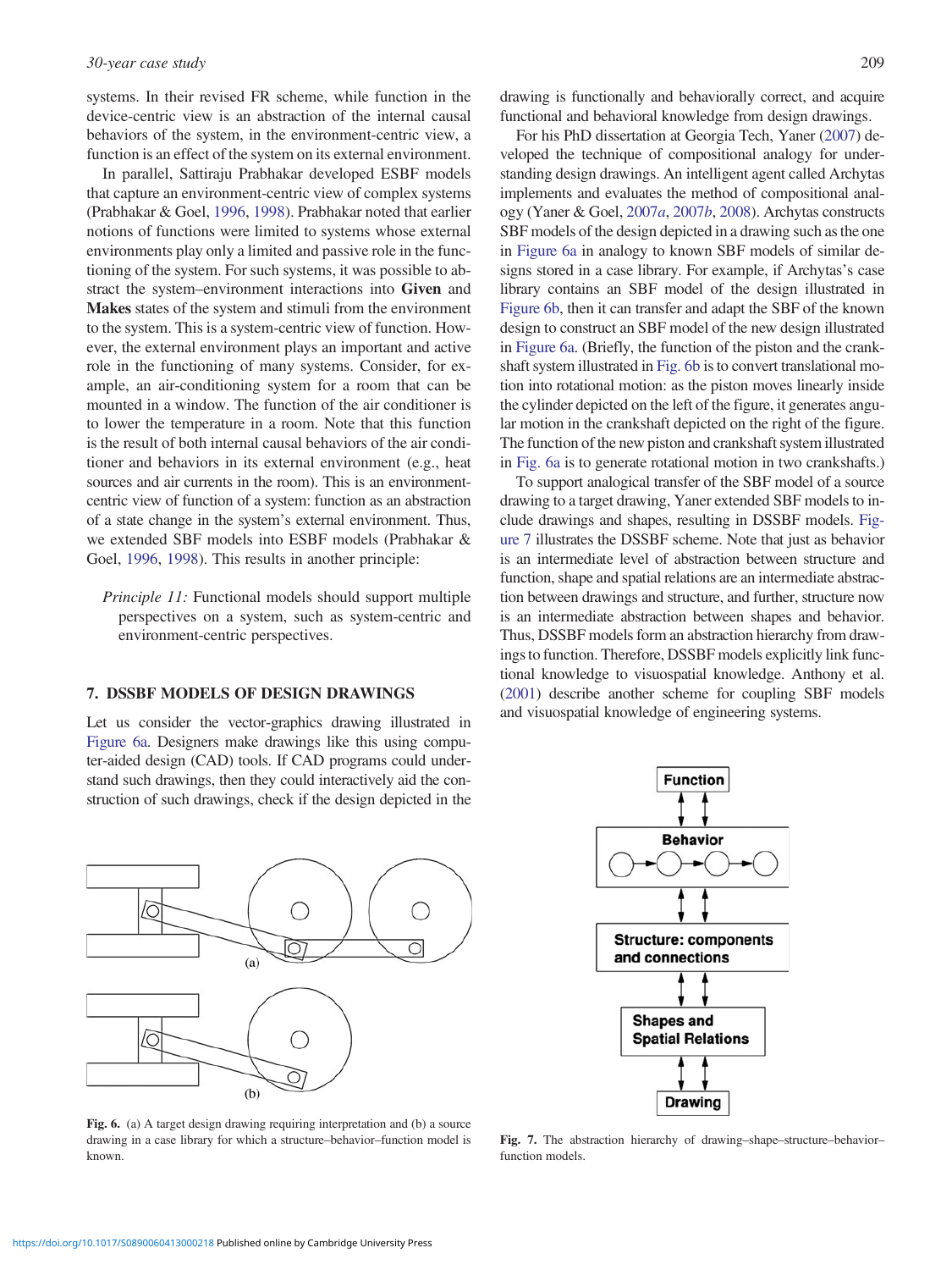systems. In their revised FR scheme, while function in the device-centric view is an abstraction of the internal causal behaviors of the system, in the environment-centric view, a function is an effect of the system on its external environment.

In parallel, Sattiraju Prabhakar developed ESBF models that capture an environment-centric view of complex systems (Prabhakar & Goel, 1996, 1998). Prabhakar noted that earlier notions of functions were limited to systems whose external environments play only a limited and passive role in the functioning of the system. For such systems, it was possible to abstract the system–environment interactions into **Given** and **Makes** states of the system and stimuli from the environment to the system. This is a system-centric view of function. However, the external environment plays an important and active role in the functioning of many systems. Consider, for example, an air-conditioning system for a room that can be mounted in a window. The function of the air conditioner is to lower the temperature in a room. Note that this function is the result of both internal causal behaviors of the air conditioner and behaviors in its external environment (e.g., heat sources and air currents in the room). This is an environment-centric view of function of a system: function as an abstraction of a state change in the system's external environment. Thus, we extended SBF models into ESBF models (Prabhakar & Goel, 1996, 1998). This results in another principle:

> *Principle 11:* Functional models should support multiple perspectives on a system, such as system-centric and environment-centric perspectives.

## 7. DSSBF MODELS OF DESIGN DRAWINGS

Let us consider the vector-graphics drawing illustrated in Figure 6a. Designers make drawings like this using computer-aided design (CAD) tools. If CAD programs could understand such drawings, then they could interactively aid the construction of such drawings, check if the design depicted in the drawing is functionally and behaviorally correct, and acquire functional and behavioral knowledge from design drawings.

For his PhD dissertation at Georgia Tech, Yaner (2007) developed the technique of compositional analogy for understanding design drawings. An intelligent agent called Archytas implements and evaluates the method of compositional analogy (Yaner & Goel, 2007*a*, 2007*b*, 2008). Archytas constructs SBF models of the design depicted in a drawing such as the one in Figure 6a in analogy to known SBF models of similar designs stored in a case library. For example, if Archytas's case library contains an SBF model of the design illustrated in Figure 6b, then it can transfer and adapt the SBF of the known design to construct an SBF model of the new design illustrated in Figure 6a. (Briefly, the function of the piston and the crankshaft system illustrated in Fig. 6b is to convert translational motion into rotational motion: as the piston moves linearly inside the cylinder depicted on the left of the figure, it generates angular motion in the crankshaft depicted on the right of the figure. The function of the new piston and crankshaft system illustrated in Fig. 6a is to generate rotational motion in two crankshafts.)

To support analogical transfer of the SBF model of a source drawing to a target drawing, Yaner extended SBF models to include drawings and shapes, resulting in DSSBF models. Figure 7 illustrates the DSSBF scheme. Note that just as behavior is an intermediate level of abstraction between structure and function, shape and spatial relations are an intermediate abstraction between drawings and structure, and further, structure now is an intermediate abstraction between shapes and behavior. Thus, DSSBF models form an abstraction hierarchy from drawings to function. Therefore, DSSBF models explicitly link functional knowledge to visuospatial knowledge. Anthony et al. (2001) describe another scheme for coupling SBF models and visuospatial knowledge of engineering systems.

**Fig. 6.** (a) A target design drawing requiring interpretation and (b) a source drawing in a case library for which a structure–behavior–function model is known.

**Fig. 7.** The abstraction hierarchy of drawing–shape–structure–behavior–function models.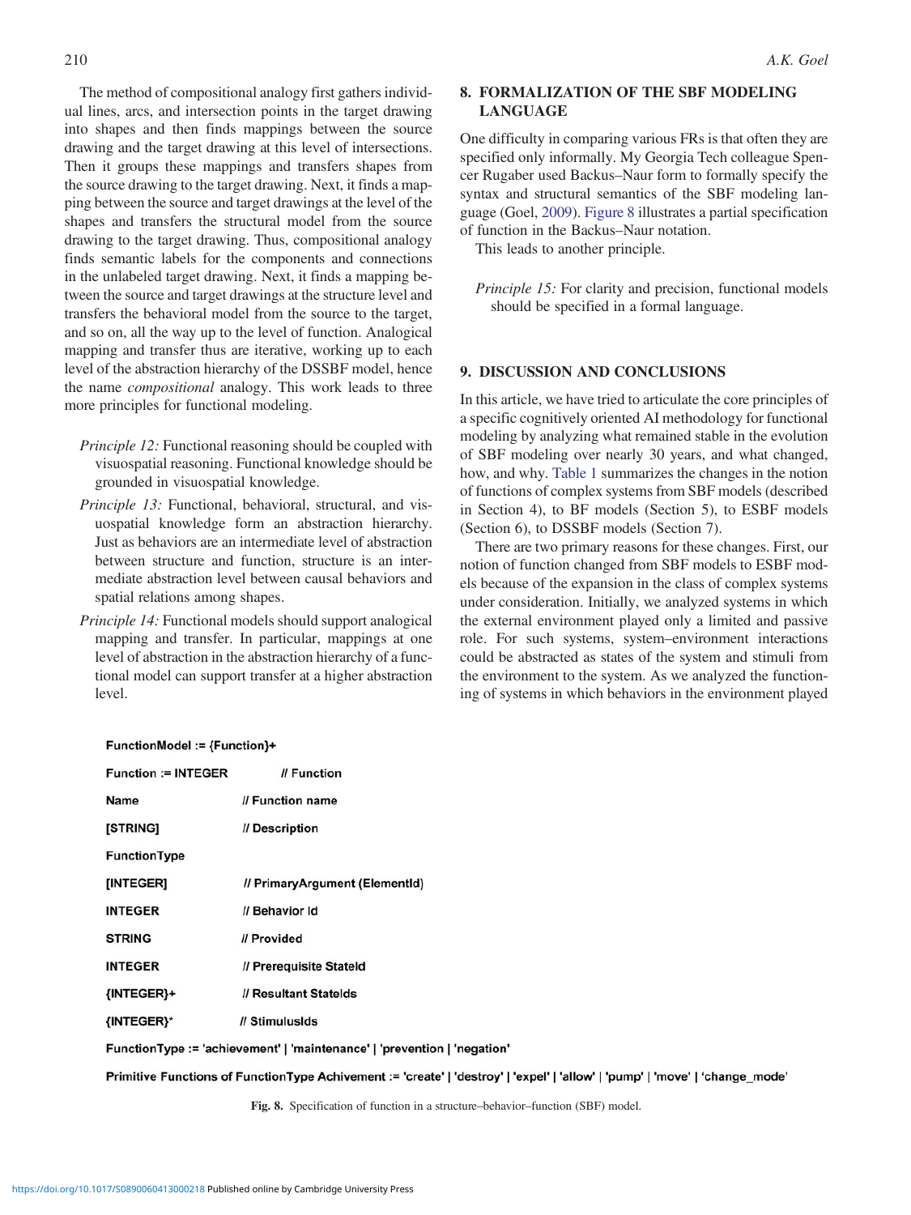The method of compositional analogy first gathers individual lines, arcs, and intersection points in the target drawing into shapes and then finds mappings between the source drawing and the target drawing at this level of intersections. Then it groups these mappings and transfers shapes from the source drawing to the target drawing. Next, it finds a mapping between the source and target drawings at the level of the shapes and transfers the structural model from the source drawing to the target drawing. Thus, compositional analogy finds semantic labels for the components and connections in the unlabeled target drawing. Next, it finds a mapping between the source and target drawings at the structure level and transfers the behavioral model from the source to the target, and so on, all the way up to the level of function. Analogical mapping and transfer thus are iterative, working up to each level of the abstraction hierarchy of the DSSBF model, hence the name *compositional* analogy. This work leads to three more principles for functional modeling.

*Principle 12:* Functional reasoning should be coupled with visuospatial reasoning. Functional knowledge should be grounded in visuospatial knowledge.

*Principle 13:* Functional, behavioral, structural, and visuospatial knowledge form an abstraction hierarchy. Just as behaviors are an intermediate level of abstraction between structure and function, structure is an intermediate abstraction level between causal behaviors and spatial relations among shapes.

*Principle 14:* Functional models should support analogical mapping and transfer. In particular, mappings at one level of abstraction in the abstraction hierarchy of a functional model can support transfer at a higher abstraction level.

## 8. FORMALIZATION OF THE SBF MODELING LANGUAGE

One difficulty in comparing various FRs is that often they are specified only informally. My Georgia Tech colleague Spencer Rugaber used Backus–Naur form to formally specify the syntax and structural semantics of the SBF modeling language (Goel, 2009). Figure 8 illustrates a partial specification of function in the Backus–Naur notation.

This leads to another principle.

*Principle 15:* For clarity and precision, functional models should be specified in a formal language.

## 9. DISCUSSION AND CONCLUSIONS

In this article, we have tried to articulate the core principles of a specific cognitively oriented AI methodology for functional modeling by analyzing what remained stable in the evolution of SBF modeling over nearly 30 years, and what changed, how, and why. Table 1 summarizes the changes in the notion of functions of complex systems from SBF models (described in Section 4), to BF models (Section 5), to ESBF models (Section 6), to DSSBF models (Section 7).

There are two primary reasons for these changes. First, our notion of function changed from SBF models to ESBF models because of the expansion in the class of complex systems under consideration. Initially, we analyzed systems in which the external environment played only a limited and passive role. For such systems, system–environment interactions could be abstracted as states of the system and stimuli from the environment to the system. As we analyzed the functioning of systems in which behaviors in the environment played

```
FunctionModel := {Function}+

Function := INTEGER        // Function
Name                       // Function name
[STRING]                   // Description
FunctionType
[INTEGER]                  // PrimaryArgument (ElementId)
INTEGER                    // Behavior Id
STRING                     // Provided
INTEGER                    // Prerequisite StateId
{INTEGER}+                 // Resultant StateIds
{INTEGER}*                 // StimulusIds

FunctionType := 'achievement' | 'maintenance' | 'prevention | 'negation'

Primitive Functions of FunctionType Achievement := 'create' | 'destroy' | 'expel' | 'allow' | 'pump' | 'move' | 'change_mode'
```

**Fig. 8.** Specification of function in a structure–behavior–function (SBF) model.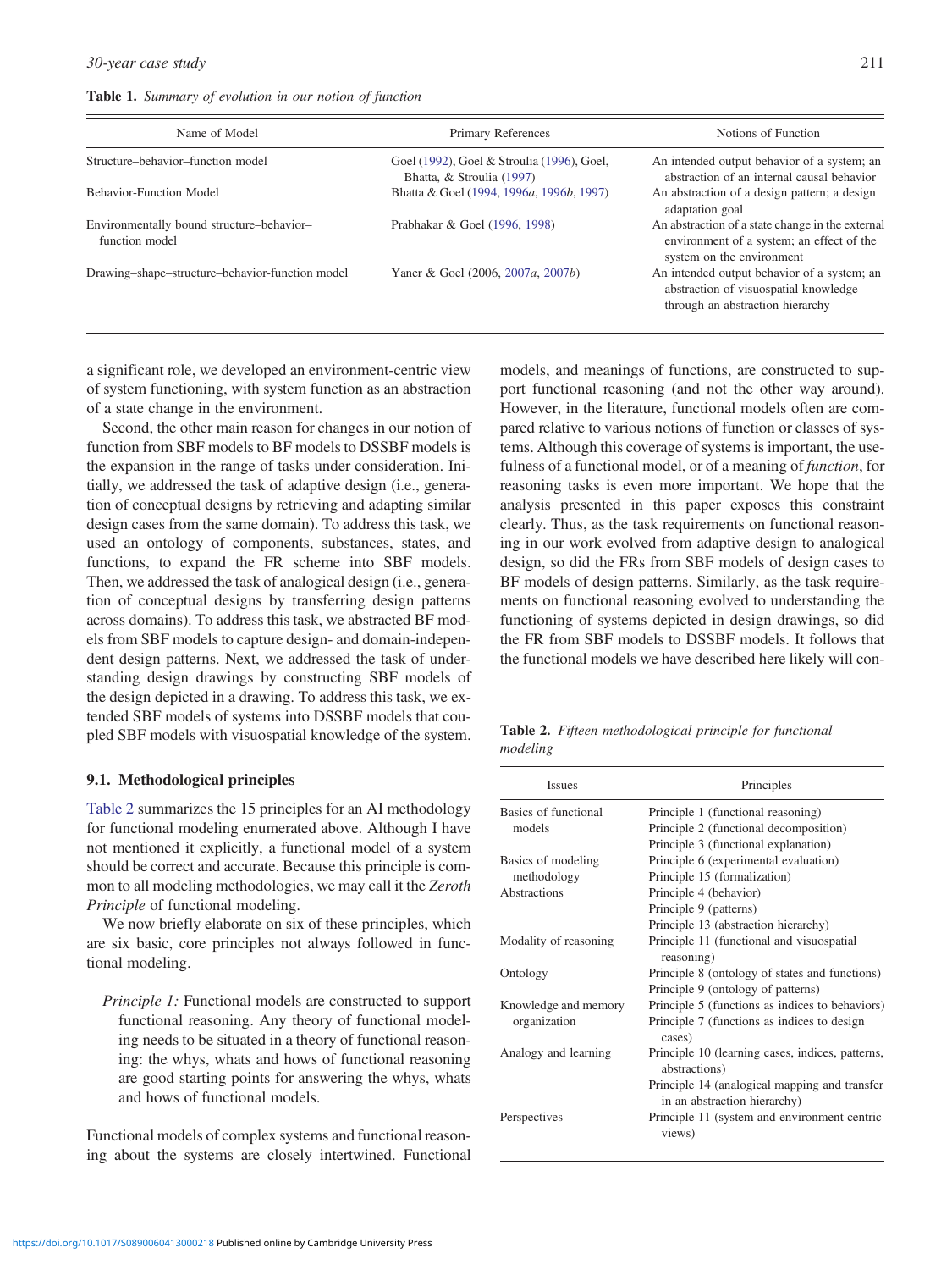**Table 1.** *Summary of evolution in our notion of function*

| Name of Model | Primary References | Notions of Function |
|---|---|---|
| Structure–behavior–function model | Goel (1992), Goel & Stroulia (1996), Goel, Bhatta, & Stroulia (1997) | An intended output behavior of a system; an abstraction of an internal causal behavior |
| Behavior-Function Model | Bhatta & Goel (1994, 1996a, 1996b, 1997) | An abstraction of a design pattern; a design adaptation goal |
| Environmentally bound structure–behavior–function model | Prabhakar & Goel (1996, 1998) | An abstraction of a state change in the external environment of a system; an effect of the system on the environment |
| Drawing–shape–structure–behavior–function model | Yaner & Goel (2006, 2007a, 2007b) | An intended output behavior of a system; an abstraction of visuospatial knowledge through an abstraction hierarchy |

a significant role, we developed an environment-centric view of system functioning, with system function as an abstraction of a state change in the environment.

Second, the other main reason for changes in our notion of function from SBF models to BF models to DSSBF models is the expansion in the range of tasks under consideration. Initially, we addressed the task of adaptive design (i.e., generation of conceptual designs by retrieving and adapting similar design cases from the same domain). To address this task, we used an ontology of components, substances, states, and functions, to expand the FR scheme into SBF models. Then, we addressed the task of analogical design (i.e., generation of conceptual designs by transferring design patterns across domains). To address this task, we abstracted BF models from SBF models to capture design- and domain-independent design patterns. Next, we addressed the task of understanding design drawings by constructing SBF models of the design depicted in a drawing. To address this task, we extended SBF models of systems into DSSBF models that coupled SBF models with visuospatial knowledge of the system.

### 9.1. Methodological principles

Table 2 summarizes the 15 principles for an AI methodology for functional modeling enumerated above. Although I have not mentioned it explicitly, a functional model of a system should be correct and accurate. Because this principle is common to all modeling methodologies, we may call it the *Zeroth Principle* of functional modeling.

We now briefly elaborate on six of these principles, which are six basic, core principles not always followed in functional modeling.

> *Principle 1:* Functional models are constructed to support functional reasoning. Any theory of functional modeling needs to be situated in a theory of functional reasoning: the whys, whats and hows of functional reasoning are good starting points for answering the whys, whats and hows of functional models.

Functional models of complex systems and functional reasoning about the systems are closely intertwined. Functional models, and meanings of functions, are constructed to support functional reasoning (and not the other way around). However, in the literature, functional models often are compared relative to various notions of function or classes of systems. Although this coverage of systems is important, the usefulness of a functional model, or of a meaning of *function*, for reasoning tasks is even more important. We hope that the analysis presented in this paper exposes this constraint clearly. Thus, as the task requirements on functional reasoning in our work evolved from adaptive design to analogical design, so did the FRs from SBF models of design cases to BF models of design patterns. Similarly, as the task requirements on functional reasoning evolved to understanding the functioning of systems depicted in design drawings, so did the FR from SBF models to DSSBF models. It follows that the functional models we have described here likely will con-

**Table 2.** *Fifteen methodological principle for functional modeling*

| Issues | Principles |
|---|---|
| Basics of functional models | Principle 1 (functional reasoning) |
| | Principle 2 (functional decomposition) |
| | Principle 3 (functional explanation) |
| Basics of modeling methodology | Principle 6 (experimental evaluation) |
| | Principle 15 (formalization) |
| Abstractions | Principle 4 (behavior) |
| | Principle 9 (patterns) |
| | Principle 13 (abstraction hierarchy) |
| Modality of reasoning | Principle 11 (functional and visuospatial reasoning) |
| Ontology | Principle 8 (ontology of states and functions) |
| | Principle 9 (ontology of patterns) |
| Knowledge and memory organization | Principle 5 (functions as indices to behaviors) |
| | Principle 7 (functions as indices to design cases) |
| Analogy and learning | Principle 10 (learning cases, indices, patterns, abstractions) |
| | Principle 14 (analogical mapping and transfer in an abstraction hierarchy) |
| Perspectives | Principle 11 (system and environment centric views) |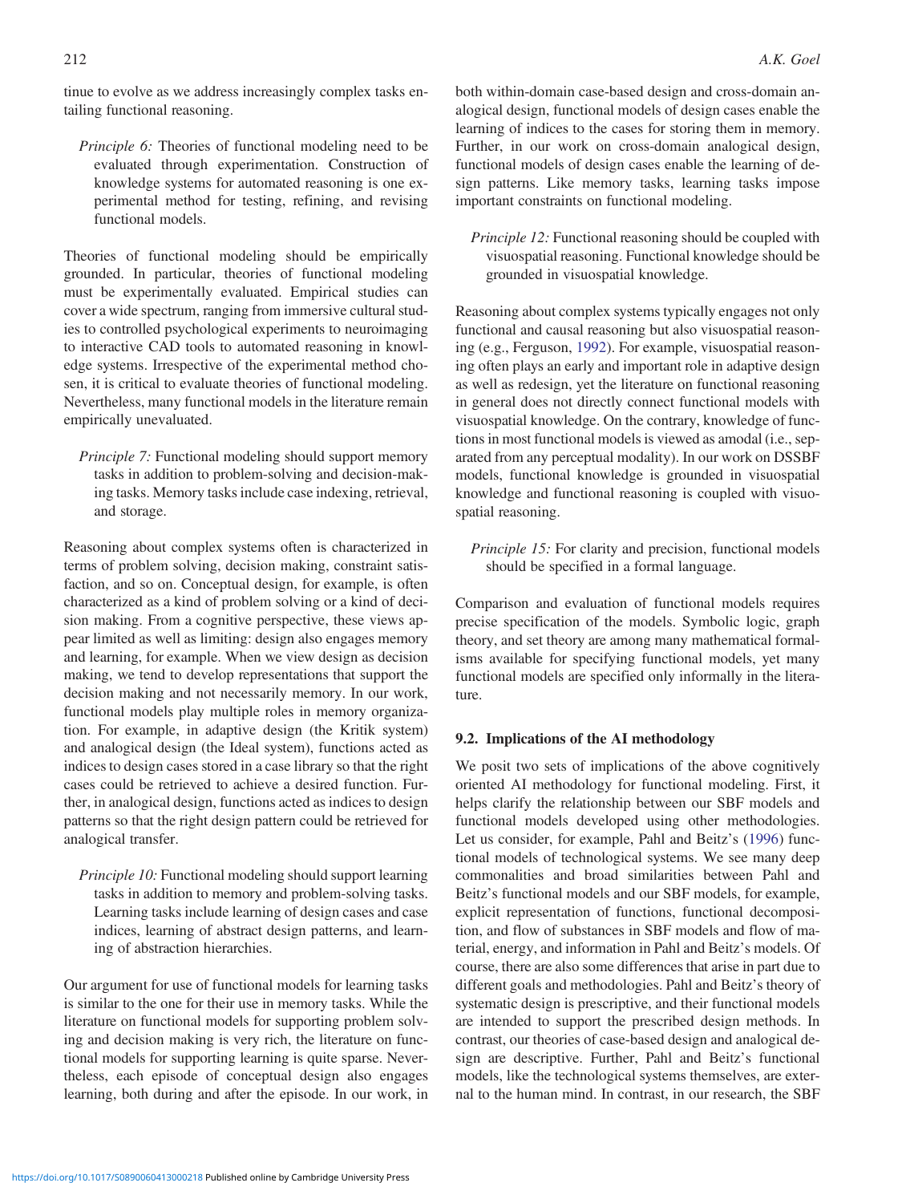tinue to evolve as we address increasingly complex tasks entailing functional reasoning.

> *Principle 6:* Theories of functional modeling need to be evaluated through experimentation. Construction of knowledge systems for automated reasoning is one experimental method for testing, refining, and revising functional models.

Theories of functional modeling should be empirically grounded. In particular, theories of functional modeling must be experimentally evaluated. Empirical studies can cover a wide spectrum, ranging from immersive cultural studies to controlled psychological experiments to neuroimaging to interactive CAD tools to automated reasoning in knowledge systems. Irrespective of the experimental method chosen, it is critical to evaluate theories of functional modeling. Nevertheless, many functional models in the literature remain empirically unevaluated.

> *Principle 7:* Functional modeling should support memory tasks in addition to problem-solving and decision-making tasks. Memory tasks include case indexing, retrieval, and storage.

Reasoning about complex systems often is characterized in terms of problem solving, decision making, constraint satisfaction, and so on. Conceptual design, for example, is often characterized as a kind of problem solving or a kind of decision making. From a cognitive perspective, these views appear limited as well as limiting: design also engages memory and learning, for example. When we view design as decision making, we tend to develop representations that support the decision making and not necessarily memory. In our work, functional models play multiple roles in memory organization. For example, in adaptive design (the Kritik system) and analogical design (the Ideal system), functions acted as indices to design cases stored in a case library so that the right cases could be retrieved to achieve a desired function. Further, in analogical design, functions acted as indices to design patterns so that the right design pattern could be retrieved for analogical transfer.

> *Principle 10:* Functional modeling should support learning tasks in addition to memory and problem-solving tasks. Learning tasks include learning of design cases and case indices, learning of abstract design patterns, and learning of abstraction hierarchies.

Our argument for use of functional models for learning tasks is similar to the one for their use in memory tasks. While the literature on functional models for supporting problem solving and decision making is very rich, the literature on functional models for supporting learning is quite sparse. Nevertheless, each episode of conceptual design also engages learning, both during and after the episode. In our work, in both within-domain case-based design and cross-domain analogical design, functional models of design cases enable the learning of indices to the cases for storing them in memory. Further, in our work on cross-domain analogical design, functional models of design cases enable the learning of design patterns. Like memory tasks, learning tasks impose important constraints on functional modeling.

> *Principle 12:* Functional reasoning should be coupled with visuospatial reasoning. Functional knowledge should be grounded in visuospatial knowledge.

Reasoning about complex systems typically engages not only functional and causal reasoning but also visuospatial reasoning (e.g., Ferguson, 1992). For example, visuospatial reasoning often plays an early and important role in adaptive design as well as redesign, yet the literature on functional reasoning in general does not directly connect functional models with visuospatial knowledge. On the contrary, knowledge of functions in most functional models is viewed as amodal (i.e., separated from any perceptual modality). In our work on DSSBF models, functional knowledge is grounded in visuospatial knowledge and functional reasoning is coupled with visuospatial reasoning.

> *Principle 15:* For clarity and precision, functional models should be specified in a formal language.

Comparison and evaluation of functional models requires precise specification of the models. Symbolic logic, graph theory, and set theory are among many mathematical formalisms available for specifying functional models, yet many functional models are specified only informally in the literature.

### 9.2. Implications of the AI methodology

We posit two sets of implications of the above cognitively oriented AI methodology for functional modeling. First, it helps clarify the relationship between our SBF models and functional models developed using other methodologies. Let us consider, for example, Pahl and Beitz's (1996) functional models of technological systems. We see many deep commonalities and broad similarities between Pahl and Beitz's functional models and our SBF models, for example, explicit representation of functions, functional decomposition, and flow of substances in SBF models and flow of material, energy, and information in Pahl and Beitz's models. Of course, there are also some differences that arise in part due to different goals and methodologies. Pahl and Beitz's theory of systematic design is prescriptive, and their functional models are intended to support the prescribed design methods. In contrast, our theories of case-based design and analogical design are descriptive. Further, Pahl and Beitz's functional models, like the technological systems themselves, are external to the human mind. In contrast, in our research, the SBF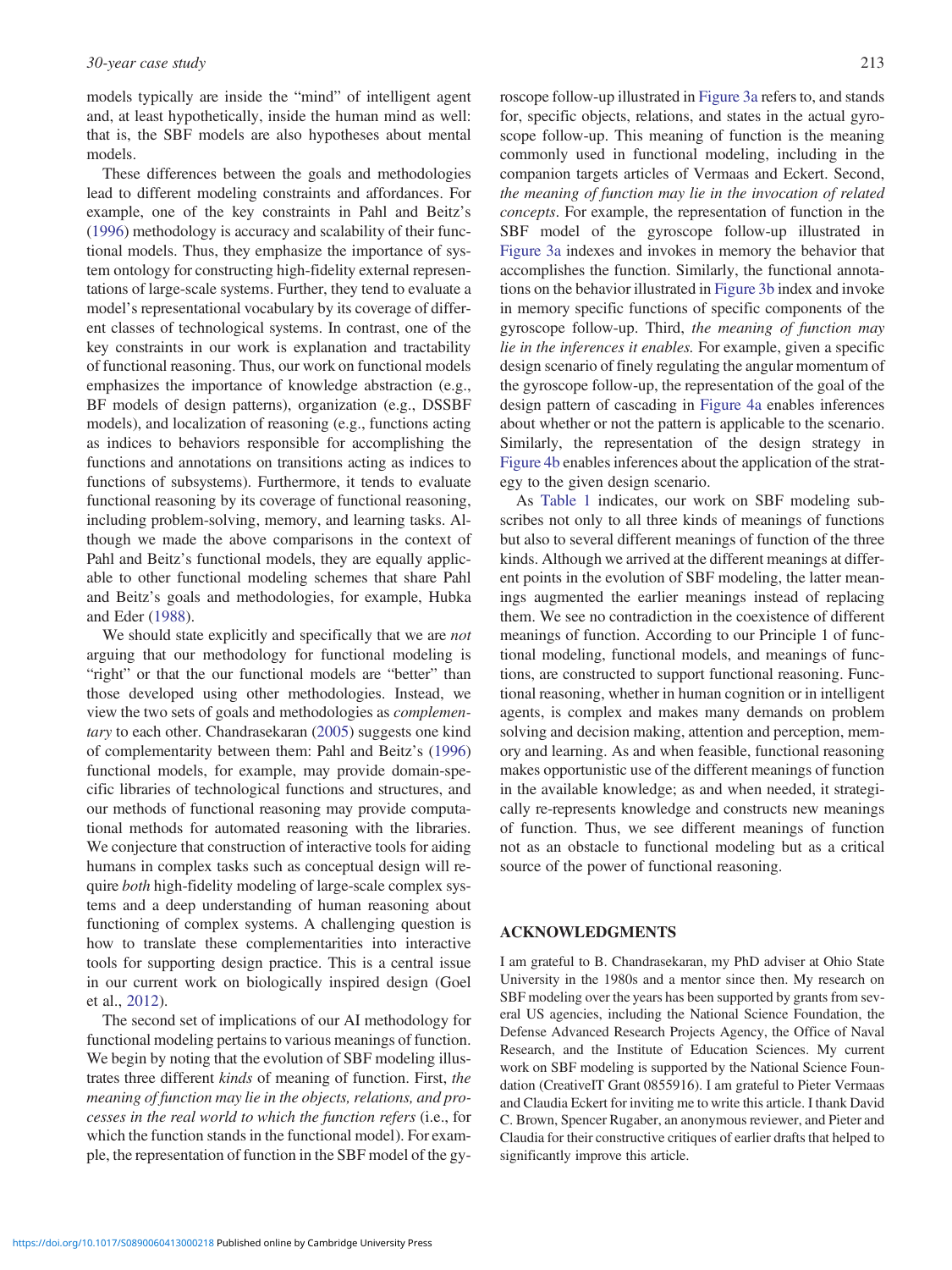models typically are inside the "mind" of intelligent agent and, at least hypothetically, inside the human mind as well: that is, the SBF models are also hypotheses about mental models.

These differences between the goals and methodologies lead to different modeling constraints and affordances. For example, one of the key constraints in Pahl and Beitz's (1996) methodology is accuracy and scalability of their functional models. Thus, they emphasize the importance of system ontology for constructing high-fidelity external representations of large-scale systems. Further, they tend to evaluate a model's representational vocabulary by its coverage of different classes of technological systems. In contrast, one of the key constraints in our work is explanation and tractability of functional reasoning. Thus, our work on functional models emphasizes the importance of knowledge abstraction (e.g., BF models of design patterns), organization (e.g., DSSBF models), and localization of reasoning (e.g., functions acting as indices to behaviors responsible for accomplishing the functions and annotations on transitions acting as indices to functions of subsystems). Furthermore, it tends to evaluate functional reasoning by its coverage of functional reasoning, including problem-solving, memory, and learning tasks. Although we made the above comparisons in the context of Pahl and Beitz's functional models, they are equally applicable to other functional modeling schemes that share Pahl and Beitz's goals and methodologies, for example, Hubka and Eder (1988).

We should state explicitly and specifically that we are *not* arguing that our methodology for functional modeling is "right" or that the our functional models are "better" than those developed using other methodologies. Instead, we view the two sets of goals and methodologies as *complementary* to each other. Chandrasekaran (2005) suggests one kind of complementarity between them: Pahl and Beitz's (1996) functional models, for example, may provide domain-specific libraries of technological functions and structures, and our methods of functional reasoning may provide computational methods for automated reasoning with the libraries. We conjecture that construction of interactive tools for aiding humans in complex tasks such as conceptual design will require *both* high-fidelity modeling of large-scale complex systems and a deep understanding of human reasoning about functioning of complex systems. A challenging question is how to translate these complementarities into interactive tools for supporting design practice. This is a central issue in our current work on biologically inspired design (Goel et al., 2012).

The second set of implications of our AI methodology for functional modeling pertains to various meanings of function. We begin by noting that the evolution of SBF modeling illustrates three different *kinds* of meaning of function. First, *the meaning of function may lie in the objects, relations, and processes in the real world to which the function refers* (i.e., for which the function stands in the functional model). For example, the representation of function in the SBF model of the gyroscope follow-up illustrated in Figure 3a refers to, and stands for, specific objects, relations, and states in the actual gyroscope follow-up. This meaning of function is the meaning commonly used in functional modeling, including in the companion targets articles of Vermaas and Eckert. Second, *the meaning of function may lie in the invocation of related concepts*. For example, the representation of function in the SBF model of the gyroscope follow-up illustrated in Figure 3a indexes and invokes in memory the behavior that accomplishes the function. Similarly, the functional annotations on the behavior illustrated in Figure 3b index and invoke in memory specific functions of specific components of the gyroscope follow-up. Third, *the meaning of function may lie in the inferences it enables.* For example, given a specific design scenario of finely regulating the angular momentum of the gyroscope follow-up, the representation of the goal of the design pattern of cascading in Figure 4a enables inferences about whether or not the pattern is applicable to the scenario. Similarly, the representation of the design strategy in Figure 4b enables inferences about the application of the strategy to the given design scenario.

As Table 1 indicates, our work on SBF modeling subscribes not only to all three kinds of meanings of functions but also to several different meanings of function of the three kinds. Although we arrived at the different meanings at different points in the evolution of SBF modeling, the latter meanings augmented the earlier meanings instead of replacing them. We see no contradiction in the coexistence of different meanings of function. According to our Principle 1 of functional modeling, functional models, and meanings of functions, are constructed to support functional reasoning. Functional reasoning, whether in human cognition or in intelligent agents, is complex and makes many demands on problem solving and decision making, attention and perception, memory and learning. As and when feasible, functional reasoning makes opportunistic use of the different meanings of function in the available knowledge; as and when needed, it strategically re-represents knowledge and constructs new meanings of function. Thus, we see different meanings of function not as an obstacle to functional modeling but as a critical source of the power of functional reasoning.

## ACKNOWLEDGMENTS

I am grateful to B. Chandrasekaran, my PhD adviser at Ohio State University in the 1980s and a mentor since then. My research on SBF modeling over the years has been supported by grants from several US agencies, including the National Science Foundation, the Defense Advanced Research Projects Agency, the Office of Naval Research, and the Institute of Education Sciences. My current work on SBF modeling is supported by the National Science Foundation (CreativeIT Grant 0855916). I am grateful to Pieter Vermaas and Claudia Eckert for inviting me to write this article. I thank David C. Brown, Spencer Rugaber, an anonymous reviewer, and Pieter and Claudia for their constructive critiques of earlier drafts that helped to significantly improve this article.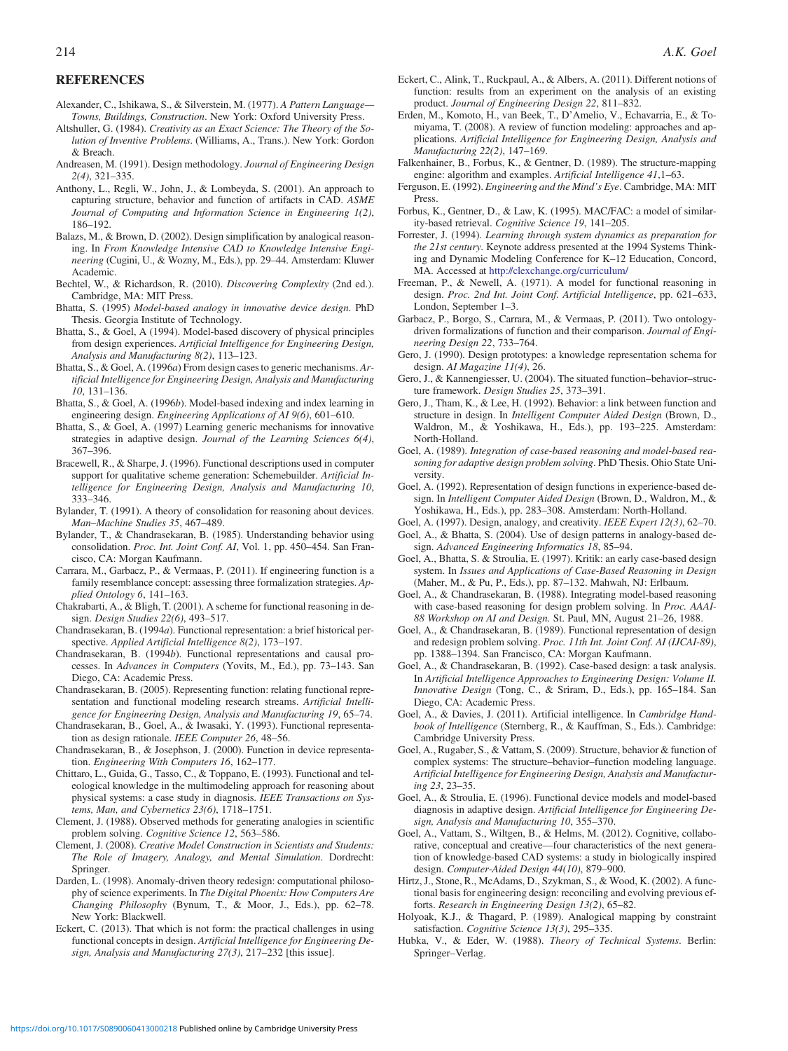## REFERENCES

Alexander, C., Ishikawa, S., & Silverstein, M. (1977). *A Pattern Language—Towns, Buildings, Construction*. New York: Oxford University Press.

Altshuller, G. (1984). *Creativity as an Exact Science: The Theory of the Solution of Inventive Problems*. (Williams, A., Trans.). New York: Gordon & Breach.

Andreasen, M. (1991). Design methodology. *Journal of Engineering Design 2(4)*, 321–335.

Anthony, L., Regli, W., John, J., & Lombeyda, S. (2001). An approach to capturing structure, behavior and function of artifacts in CAD. *ASME Journal of Computing and Information Science in Engineering 1(2)*, 186–192.

Balazs, M., & Brown, D. (2002). Design simplification by analogical reasoning. In *From Knowledge Intensive CAD to Knowledge Intensive Engineering* (Cugini, U., & Wozny, M., Eds.), pp. 29–44. Amsterdam: Kluwer Academic.

Bechtel, W., & Richardson, R. (2010). *Discovering Complexity* (2nd ed.). Cambridge, MA: MIT Press.

Bhatta, S. (1995) *Model-based analogy in innovative device design*. PhD Thesis. Georgia Institute of Technology.

Bhatta, S., & Goel, A (1994). Model-based discovery of physical principles from design experiences. *Artificial Intelligence for Engineering Design, Analysis and Manufacturing 8(2)*, 113–123.

Bhatta, S., & Goel, A. (1996*a*) From design cases to generic mechanisms. *Artificial Intelligence for Engineering Design, Analysis and Manufacturing 10*, 131–136.

Bhatta, S., & Goel, A. (1996*b*). Model-based indexing and index learning in engineering design. *Engineering Applications of AI 9(6)*, 601–610.

Bhatta, S., & Goel, A. (1997) Learning generic mechanisms for innovative strategies in adaptive design. *Journal of the Learning Sciences 6(4)*, 367–396.

Bracewell, R., & Sharpe, J. (1996). Functional descriptions used in computer support for qualitative scheme generation: Schemebuilder. *Artificial Intelligence for Engineering Design, Analysis and Manufacturing 10*, 333–346.

Bylander, T. (1991). A theory of consolidation for reasoning about devices. *Man–Machine Studies 35*, 467–489.

Bylander, T., & Chandrasekaran, B. (1985). Understanding behavior using consolidation. *Proc. Int. Joint Conf. AI*, Vol. 1, pp. 450–454. San Francisco, CA: Morgan Kaufmann.

Carrara, M., Garbacz, P., & Vermaas, P. (2011). If engineering function is a family resemblance concept: assessing three formalization strategies. *Applied Ontology 6*, 141–163.

Chakrabarti, A., & Bligh, T. (2001). A scheme for functional reasoning in design. *Design Studies 22(6)*, 493–517.

Chandrasekaran, B. (1994*a*). Functional representation: a brief historical perspective. *Applied Artificial Intelligence 8(2)*, 173–197.

Chandrasekaran, B. (1994*b*). Functional representations and causal processes. In *Advances in Computers* (Yovits, M., Ed.), pp. 73–143. San Diego, CA: Academic Press.

Chandrasekaran, B. (2005). Representing function: relating functional representation and functional modeling research streams. *Artificial Intelligence for Engineering Design, Analysis and Manufacturing 19*, 65–74.

Chandrasekaran, B., Goel, A., & Iwasaki, Y. (1993). Functional representation as design rationale. *IEEE Computer 26*, 48–56.

Chandrasekaran, B., & Josephson, J. (2000). Function in device representation. *Engineering With Computers 16*, 162–177.

Chittaro, L., Guida, G., Tasso, C., & Toppano, E. (1993). Functional and teleological knowledge in the multimodeling approach for reasoning about physical systems: a case study in diagnosis. *IEEE Transactions on Systems, Man, and Cybernetics 23(6)*, 1718–1751.

Clement, J. (1988). Observed methods for generating analogies in scientific problem solving. *Cognitive Science 12*, 563–586.

Clement, J. (2008). *Creative Model Construction in Scientists and Students: The Role of Imagery, Analogy, and Mental Simulation*. Dordrecht: Springer.

Darden, L. (1998). Anomaly-driven theory redesign: computational philosophy of science experiments. In *The Digital Phoenix: How Computers Are Changing Philosophy* (Bynum, T., & Moor, J., Eds.), pp. 62–78. New York: Blackwell.

Eckert, C. (2013). That which is not form: the practical challenges in using functional concepts in design. *Artificial Intelligence for Engineering Design, Analysis and Manufacturing 27(3)*, 217–232 [this issue].

Eckert, C., Alink, T., Ruckpaul, A., & Albers, A. (2011). Different notions of function: results from an experiment on the analysis of an existing product. *Journal of Engineering Design 22*, 811–832.

Erden, M., Komoto, H., van Beek, T., D'Amelio, V., Echavarria, E., & Tomiyama, T. (2008). A review of function modeling: approaches and applications. *Artificial Intelligence for Engineering Design, Analysis and Manufacturing 22(2)*, 147–169.

Falkenhainer, B., Forbus, K., & Gentner, D. (1989). The structure-mapping engine: algorithm and examples. *Artificial Intelligence 41*,1–63.

Ferguson, E. (1992). *Engineering and the Mind's Eye*. Cambridge, MA: MIT Press.

Forbus, K., Gentner, D., & Law, K. (1995). MAC/FAC: a model of similarity-based retrieval. *Cognitive Science 19*, 141–205.

Forrester, J. (1994). *Learning through system dynamics as preparation for the 21st century*. Keynote address presented at the 1994 Systems Thinking and Dynamic Modeling Conference for K–12 Education, Concord, MA. Accessed at http://clexchange.org/curriculum/

Freeman, P., & Newell, A. (1971). A model for functional reasoning in design. *Proc. 2nd Int. Joint Conf. Artificial Intelligence*, pp. 621–633, London, September 1–3.

Garbacz, P., Borgo, S., Carrara, M., & Vermaas, P. (2011). Two ontology-driven formalizations of function and their comparison. *Journal of Engineering Design 22*, 733–764.

Gero, J. (1990). Design prototypes: a knowledge representation schema for design. *AI Magazine 11(4)*, 26.

Gero, J., & Kannengiesser, U. (2004). The situated function–behavior–structure framework. *Design Studies 25*, 373–391.

Gero, J., Tham, K., & Lee, H. (1992). Behavior: a link between function and structure in design. In *Intelligent Computer Aided Design* (Brown, D., Waldron, M., & Yoshikawa, H., Eds.), pp. 193–225. Amsterdam: North-Holland.

Goel, A. (1989). *Integration of case-based reasoning and model-based reasoning for adaptive design problem solving*. PhD Thesis. Ohio State University.

Goel, A. (1992). Representation of design functions in experience-based design. In *Intelligent Computer Aided Design* (Brown, D., Waldron, M., & Yoshikawa, H., Eds.), pp. 283–308. Amsterdam: North-Holland.

Goel, A. (1997). Design, analogy, and creativity. *IEEE Expert 12(3)*, 62–70.

Goel, A., & Bhatta, S. (2004). Use of design patterns in analogy-based design. *Advanced Engineering Informatics 18*, 85–94.

Goel, A., Bhatta, S. & Stroulia, E. (1997). Kritik: an early case-based design system. In *Issues and Applications of Case-Based Reasoning in Design* (Maher, M., & Pu, P., Eds.), pp. 87–132. Mahwah, NJ: Erlbaum.

Goel, A., & Chandrasekaran, B. (1988). Integrating model-based reasoning with case-based reasoning for design problem solving. In *Proc. AAAI-88 Workshop on AI and Design.* St. Paul, MN, August 21–26, 1988.

Goel, A., & Chandrasekaran, B. (1989). Functional representation of design and redesign problem solving. *Proc. 11th Int. Joint Conf. AI (IJCAI-89)*, pp. 1388–1394. San Francisco, CA: Morgan Kaufmann.

Goel, A., & Chandrasekaran, B. (1992). Case-based design: a task analysis. In *Artificial Intelligence Approaches to Engineering Design: Volume II. Innovative Design* (Tong, C., & Sriram, D., Eds.), pp. 165–184. San Diego, CA: Academic Press.

Goel, A., & Davies, J. (2011). Artificial intelligence. In *Cambridge Handbook of Intelligence* (Sternberg, R., & Kauffman, S., Eds.). Cambridge: Cambridge University Press.

Goel, A., Rugaber, S., & Vattam, S. (2009). Structure, behavior & function of complex systems: The structure–behavior–function modeling language. *Artificial Intelligence for Engineering Design, Analysis and Manufacturing 23*, 23–35.

Goel, A., & Stroulia, E. (1996). Functional device models and model-based diagnosis in adaptive design. *Artificial Intelligence for Engineering Design, Analysis and Manufacturing 10*, 355–370.

Goel, A., Vattam, S., Wiltgen, B., & Helms, M. (2012). Cognitive, collaborative, conceptual and creative—four characteristics of the next generation of knowledge-based CAD systems: a study in biologically inspired design. *Computer-Aided Design 44(10)*, 879–900.

Hirtz, J., Stone, R., McAdams, D., Szykman, S., & Wood, K. (2002). A functional basis for engineering design: reconciling and evolving previous efforts. *Research in Engineering Design 13(2)*, 65–82.

Holyoak, K.J., & Thagard, P. (1989). Analogical mapping by constraint satisfaction. *Cognitive Science 13(3)*, 295–335.

Hubka, V., & Eder, W. (1988). *Theory of Technical Systems*. Berlin: Springer–Verlag.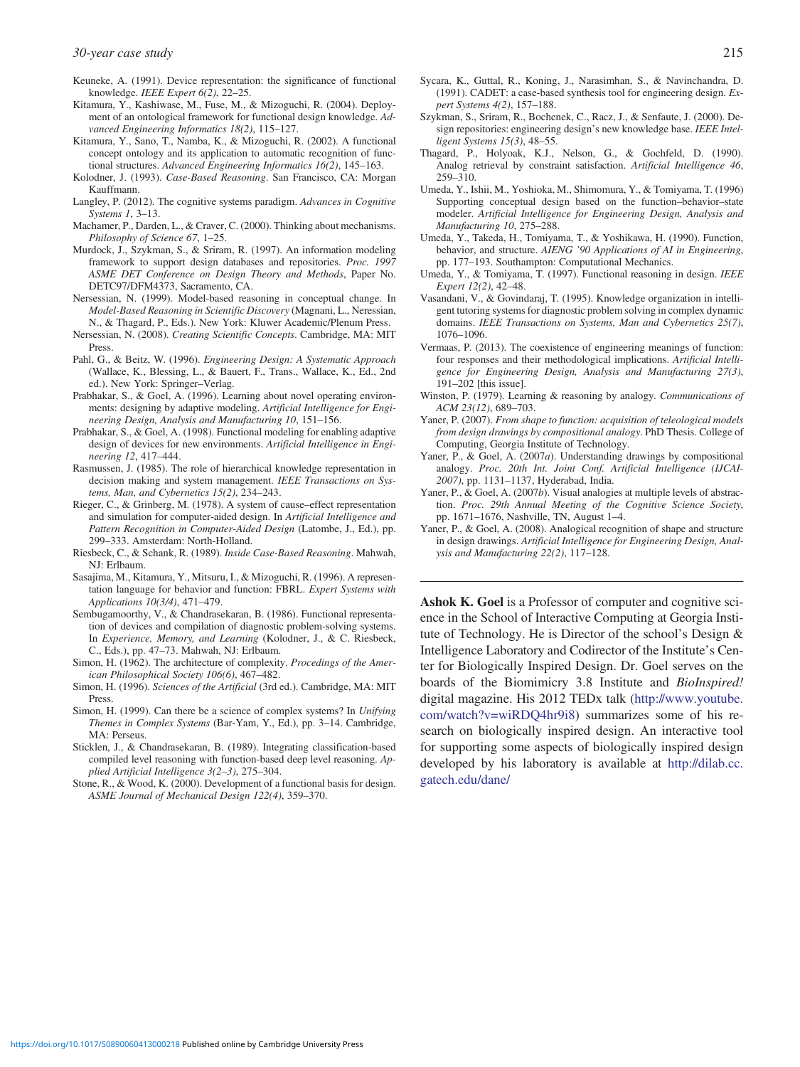Keuneke, A. (1991). Device representation: the significance of functional knowledge. *IEEE Expert 6(2)*, 22–25.

Kitamura, Y., Kashiwase, M., Fuse, M., & Mizoguchi, R. (2004). Deployment of an ontological framework for functional design knowledge. *Advanced Engineering Informatics 18(2)*, 115–127.

Kitamura, Y., Sano, T., Namba, K., & Mizoguchi, R. (2002). A functional concept ontology and its application to automatic recognition of functional structures. *Advanced Engineering Informatics 16(2)*, 145–163.

Kolodner, J. (1993). *Case-Based Reasoning*. San Francisco, CA: Morgan Kauffmann.

Langley, P. (2012). The cognitive systems paradigm. *Advances in Cognitive Systems 1*, 3–13.

Machamer, P., Darden, L., & Craver, C. (2000). Thinking about mechanisms. *Philosophy of Science 67*, 1–25.

Murdock, J., Szykman, S., & Sriram, R. (1997). An information modeling framework to support design databases and repositories. *Proc. 1997 ASME DET Conference on Design Theory and Methods*, Paper No. DETC97/DFM4373, Sacramento, CA.

Nersessian, N. (1999). Model-based reasoning in conceptual change. In *Model-Based Reasoning in Scientific Discovery* (Magnani, L., Neressian, N., & Thagard, P., Eds.). New York: Kluwer Academic/Plenum Press.

Nersessian, N. (2008). *Creating Scientific Concepts*. Cambridge, MA: MIT Press.

Pahl, G., & Beitz, W. (1996). *Engineering Design: A Systematic Approach* (Wallace, K., Blessing, L., & Bauert, F., Trans., Wallace, K., Ed., 2nd ed.). New York: Springer–Verlag.

Prabhakar, S., & Goel, A. (1996). Learning about novel operating environments: designing by adaptive modeling. *Artificial Intelligence for Engineering Design, Analysis and Manufacturing 10*, 151–156.

Prabhakar, S., & Goel, A. (1998). Functional modeling for enabling adaptive design of devices for new environments. *Artificial Intelligence in Engineering 12*, 417–444.

Rasmussen, J. (1985). The role of hierarchical knowledge representation in decision making and system management. *IEEE Transactions on Systems, Man, and Cybernetics 15(2)*, 234–243.

Rieger, C., & Grinberg, M. (1978). A system of cause–effect representation and simulation for computer-aided design. In *Artificial Intelligence and Pattern Recognition in Computer-Aided Design* (Latombe, J., Ed.), pp. 299–333. Amsterdam: North-Holland.

Riesbeck, C., & Schank, R. (1989). *Inside Case-Based Reasoning*. Mahwah, NJ: Erlbaum.

Sasajima, M., Kitamura, Y., Mitsuru, I., & Mizoguchi, R. (1996). A representation language for behavior and function: FBRL. *Expert Systems with Applications 10(3/4)*, 471–479.

Sembugamoorthy, V., & Chandrasekaran, B. (1986). Functional representation of devices and compilation of diagnostic problem-solving systems. In *Experience, Memory, and Learning* (Kolodner, J., & C. Riesbeck, C., Eds.), pp. 47–73. Mahwah, NJ: Erlbaum.

Simon, H. (1962). The architecture of complexity. *Procedings of the American Philosophical Society 106(6)*, 467–482.

Simon, H. (1996). *Sciences of the Artificial* (3rd ed.). Cambridge, MA: MIT Press.

Simon, H. (1999). Can there be a science of complex systems? In *Unifying Themes in Complex Systems* (Bar-Yam, Y., Ed.), pp. 3–14. Cambridge, MA: Perseus.

Sticklen, J., & Chandrasekaran, B. (1989). Integrating classification-based compiled level reasoning with function-based deep level reasoning. *Applied Artificial Intelligence 3(2–3)*, 275–304.

Stone, R., & Wood, K. (2000). Development of a functional basis for design. *ASME Journal of Mechanical Design 122(4)*, 359–370.

Sycara, K., Guttal, R., Koning, J., Narasimhan, S., & Navinchandra, D. (1991). CADET: a case-based synthesis tool for engineering design. *Expert Systems 4(2)*, 157–188.

Szykman, S., Sriram, R., Bochenek, C., Racz, J., & Senfaute, J. (2000). Design repositories: engineering design's new knowledge base. *IEEE Intelligent Systems 15(3)*, 48–55.

Thagard, P., Holyoak, K.J., Nelson, G., & Gochfeld, D. (1990). Analog retrieval by constraint satisfaction. *Artificial Intelligence 46*, 259–310.

Umeda, Y., Ishii, M., Yoshioka, M., Shimomura, Y., & Tomiyama, T. (1996) Supporting conceptual design based on the function–behavior–state modeler. *Artificial Intelligence for Engineering Design, Analysis and Manufacturing 10*, 275–288.

Umeda, Y., Takeda, H., Tomiyama, T., & Yoshikawa, H. (1990). Function, behavior, and structure. *AIENG '90 Applications of AI in Engineering*, pp. 177–193. Southampton: Computational Mechanics.

Umeda, Y., & Tomiyama, T. (1997). Functional reasoning in design. *IEEE Expert 12(2)*, 42–48.

Vasandani, V., & Govindaraj, T. (1995). Knowledge organization in intelligent tutoring systems for diagnostic problem solving in complex dynamic domains. *IEEE Transactions on Systems, Man and Cybernetics 25(7)*, 1076–1096.

Vermaas, P. (2013). The coexistence of engineering meanings of function: four responses and their methodological implications. *Artificial Intelligence for Engineering Design, Analysis and Manufacturing 27(3)*, 191–202 [this issue].

Winston, P. (1979). Learning & reasoning by analogy. *Communications of ACM 23(12)*, 689–703.

Yaner, P. (2007). *From shape to function: acquisition of teleological models from design drawings by compositional analogy*. PhD Thesis. College of Computing, Georgia Institute of Technology.

Yaner, P., & Goel, A. (2007*a*). Understanding drawings by compositional analogy. *Proc. 20th Int. Joint Conf. Artificial Intelligence (IJCAI-2007)*, pp. 1131–1137, Hyderabad, India.

Yaner, P., & Goel, A. (2007*b*). Visual analogies at multiple levels of abstraction. *Proc. 29th Annual Meeting of the Cognitive Science Society*, pp. 1671–1676, Nashville, TN, August 1–4.

Yaner, P., & Goel, A. (2008). Analogical recognition of shape and structure in design drawings. *Artificial Intelligence for Engineering Design, Analysis and Manufacturing 22(2)*, 117–128.

---

**Ashok K. Goel** is a Professor of computer and cognitive science in the School of Interactive Computing at Georgia Institute of Technology. He is Director of the school's Design & Intelligence Laboratory and Codirector of the Institute's Center for Biologically Inspired Design. Dr. Goel serves on the boards of the Biomimicry 3.8 Institute and *BioInspired!* digital magazine. His 2012 TEDx talk (http://www.youtube.com/watch?v=wiRDQ4hr9i8) summarizes some of his research on biologically inspired design. An interactive tool for supporting some aspects of biologically inspired design developed by his laboratory is available at http://dilab.cc.gatech.edu/dane/